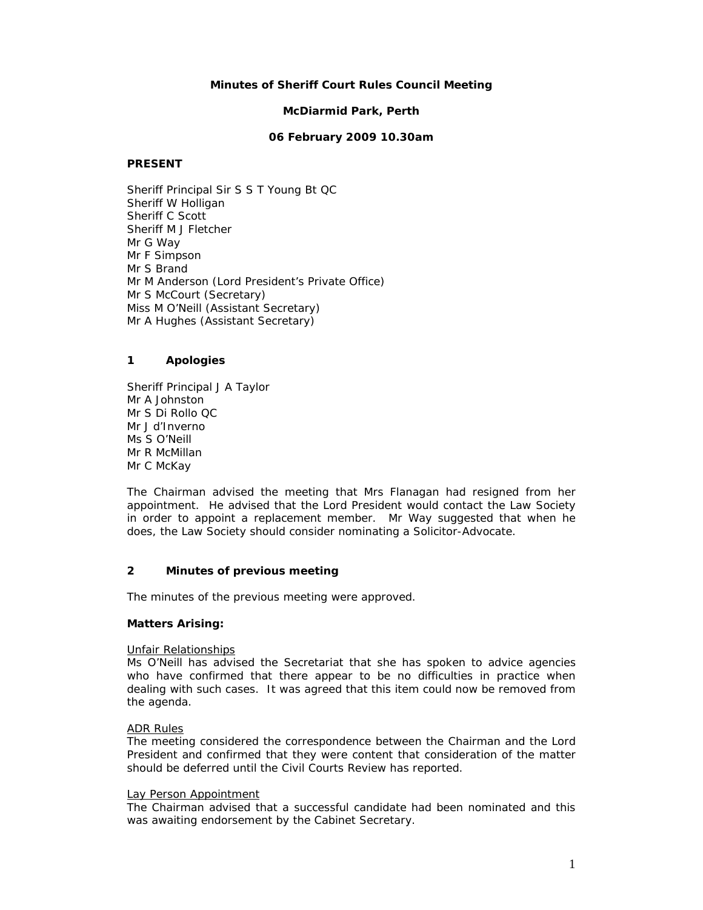**Minutes of Sheriff Court Rules Council Meeting**

**McDiarmid Park, Perth**

**06 February 2009 10.30am**

**PRESENT**

Sheriff Principal Sir S S T Young Bt QC
Sheriff W Holligan
Sheriff C Scott
Sheriff M J Fletcher
Mr G Way
Mr F Simpson
Mr S Brand
Mr M Anderson (Lord President's Private Office)
Mr S McCourt (Secretary)
Miss M O'Neill (Assistant Secretary)
Mr A Hughes (Assistant Secretary)

## 1 Apologies

Sheriff Principal J A Taylor
Mr A Johnston
Mr S Di Rollo QC
Mr J d'Inverno
Ms S O'Neill
Mr R McMillan
Mr C McKay

The Chairman advised the meeting that Mrs Flanagan had resigned from her appointment. He advised that the Lord President would contact the Law Society in order to appoint a replacement member. Mr Way suggested that when he does, the Law Society should consider nominating a Solicitor-Advocate.

## 2 Minutes of previous meeting

The minutes of the previous meeting were approved.

**Matters Arising:**

Unfair Relationships
Ms O'Neill has advised the Secretariat that she has spoken to advice agencies who have confirmed that there appear to be no difficulties in practice when dealing with such cases. It was agreed that this item could now be removed from the agenda.

ADR Rules
The meeting considered the correspondence between the Chairman and the Lord President and confirmed that they were content that consideration of the matter should be deferred until the Civil Courts Review has reported.

Lay Person Appointment
The Chairman advised that a successful candidate had been nominated and this was awaiting endorsement by the Cabinet Secretary.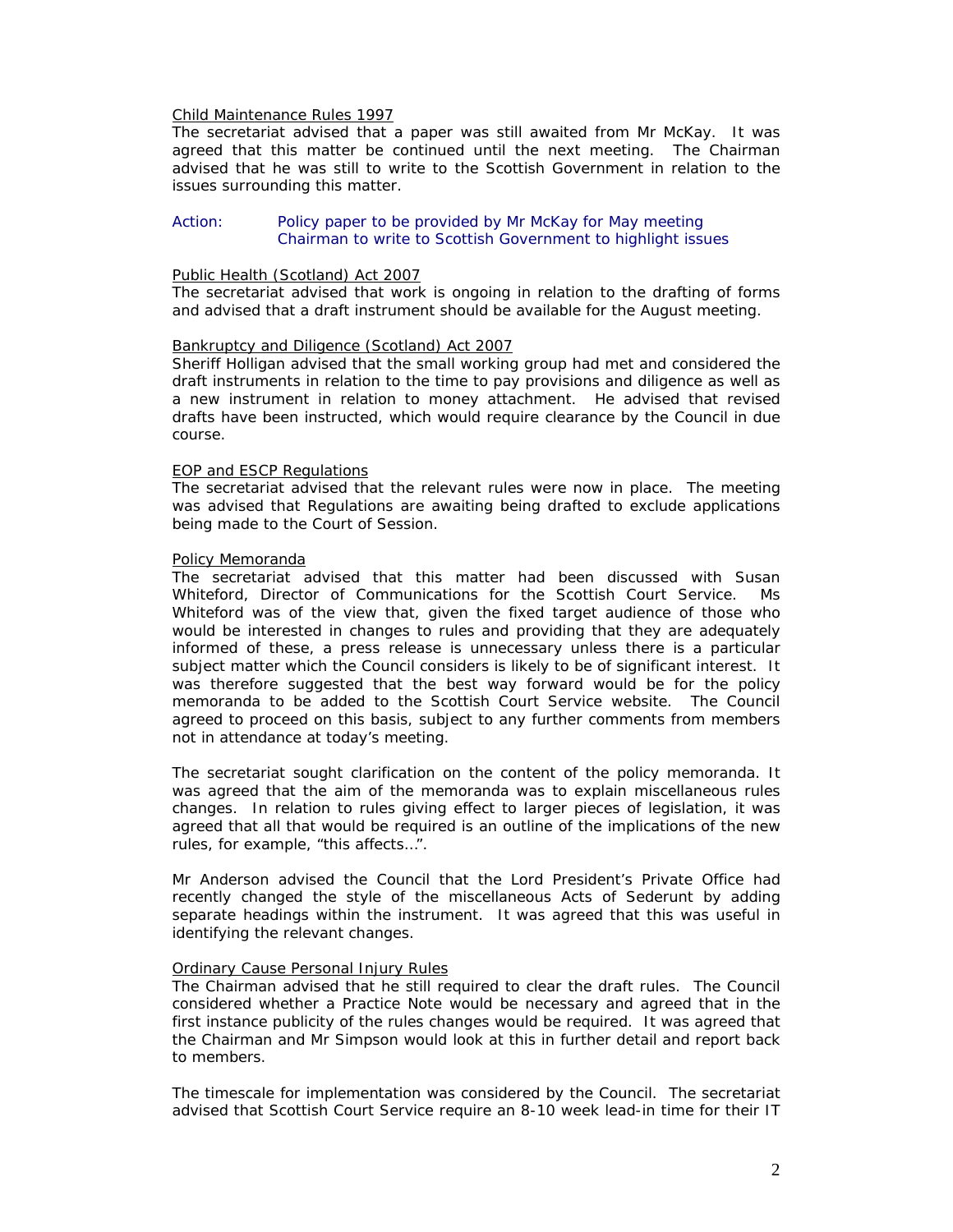Child Maintenance Rules 1997

The secretariat advised that a paper was still awaited from Mr McKay. It was agreed that this matter be continued until the next meeting. The Chairman advised that he was still to write to the Scottish Government in relation to the issues surrounding this matter.

Action: Policy paper to be provided by Mr McKay for May meeting
Chairman to write to Scottish Government to highlight issues

Public Health (Scotland) Act 2007

The secretariat advised that work is ongoing in relation to the drafting of forms and advised that a draft instrument should be available for the August meeting.

Bankruptcy and Diligence (Scotland) Act 2007

Sheriff Holligan advised that the small working group had met and considered the draft instruments in relation to the time to pay provisions and diligence as well as a new instrument in relation to money attachment. He advised that revised drafts have been instructed, which would require clearance by the Council in due course.

EOP and ESCP Regulations

The secretariat advised that the relevant rules were now in place. The meeting was advised that Regulations are awaiting being drafted to exclude applications being made to the Court of Session.

Policy Memoranda

The secretariat advised that this matter had been discussed with Susan Whiteford, Director of Communications for the Scottish Court Service. Ms Whiteford was of the view that, given the fixed target audience of those who would be interested in changes to rules and providing that they are adequately informed of these, a press release is unnecessary unless there is a particular subject matter which the Council considers is likely to be of significant interest. It was therefore suggested that the best way forward would be for the policy memoranda to be added to the Scottish Court Service website. The Council agreed to proceed on this basis, subject to any further comments from members not in attendance at today's meeting.

The secretariat sought clarification on the content of the policy memoranda. It was agreed that the aim of the memoranda was to explain miscellaneous rules changes. In relation to rules giving effect to larger pieces of legislation, it was agreed that all that would be required is an outline of the implications of the new rules, for example, "this affects…".

Mr Anderson advised the Council that the Lord President's Private Office had recently changed the style of the miscellaneous Acts of Sederunt by adding separate headings within the instrument. It was agreed that this was useful in identifying the relevant changes.

Ordinary Cause Personal Injury Rules

The Chairman advised that he still required to clear the draft rules. The Council considered whether a Practice Note would be necessary and agreed that in the first instance publicity of the rules changes would be required. It was agreed that the Chairman and Mr Simpson would look at this in further detail and report back to members.

The timescale for implementation was considered by the Council. The secretariat advised that Scottish Court Service require an 8-10 week lead-in time for their IT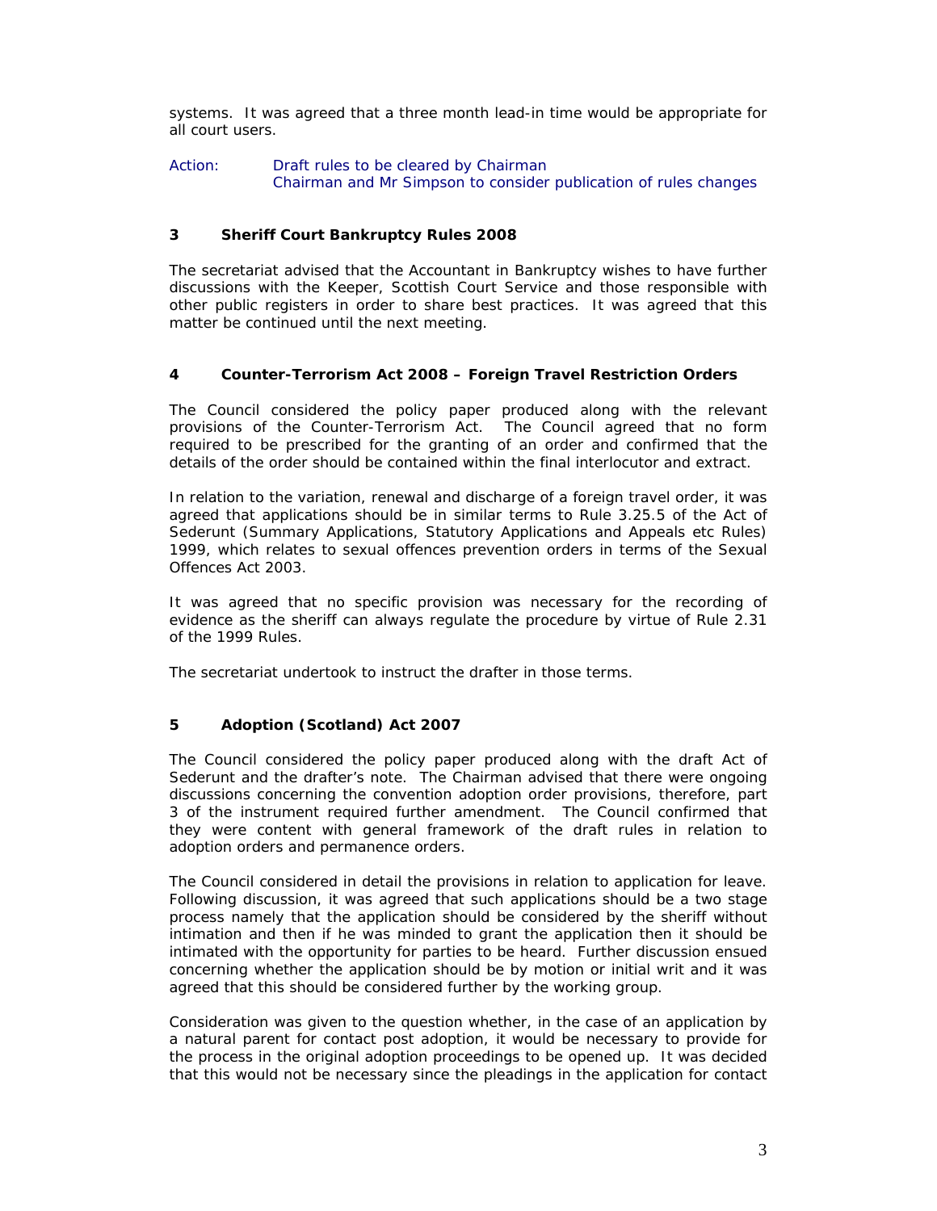systems. It was agreed that a three month lead-in time would be appropriate for all court users.

Action: Draft rules to be cleared by Chairman
Chairman and Mr Simpson to consider publication of rules changes

## 3 Sheriff Court Bankruptcy Rules 2008

The secretariat advised that the Accountant in Bankruptcy wishes to have further discussions with the Keeper, Scottish Court Service and those responsible with other public registers in order to share best practices. It was agreed that this matter be continued until the next meeting.

## 4 Counter-Terrorism Act 2008 – Foreign Travel Restriction Orders

The Council considered the policy paper produced along with the relevant provisions of the Counter-Terrorism Act. The Council agreed that no form required to be prescribed for the granting of an order and confirmed that the details of the order should be contained within the final interlocutor and extract.

In relation to the variation, renewal and discharge of a foreign travel order, it was agreed that applications should be in similar terms to Rule 3.25.5 of the Act of Sederunt (Summary Applications, Statutory Applications and Appeals etc Rules) 1999, which relates to sexual offences prevention orders in terms of the Sexual Offences Act 2003.

It was agreed that no specific provision was necessary for the recording of evidence as the sheriff can always regulate the procedure by virtue of Rule 2.31 of the 1999 Rules.

The secretariat undertook to instruct the drafter in those terms.

## 5 Adoption (Scotland) Act 2007

The Council considered the policy paper produced along with the draft Act of Sederunt and the drafter's note. The Chairman advised that there were ongoing discussions concerning the convention adoption order provisions, therefore, part 3 of the instrument required further amendment. The Council confirmed that they were content with general framework of the draft rules in relation to adoption orders and permanence orders.

The Council considered in detail the provisions in relation to application for leave. Following discussion, it was agreed that such applications should be a two stage process namely that the application should be considered by the sheriff without intimation and then if he was minded to grant the application then it should be intimated with the opportunity for parties to be heard. Further discussion ensued concerning whether the application should be by motion or initial writ and it was agreed that this should be considered further by the working group.

Consideration was given to the question whether, in the case of an application by a natural parent for contact post adoption, it would be necessary to provide for the process in the original adoption proceedings to be opened up. It was decided that this would not be necessary since the pleadings in the application for contact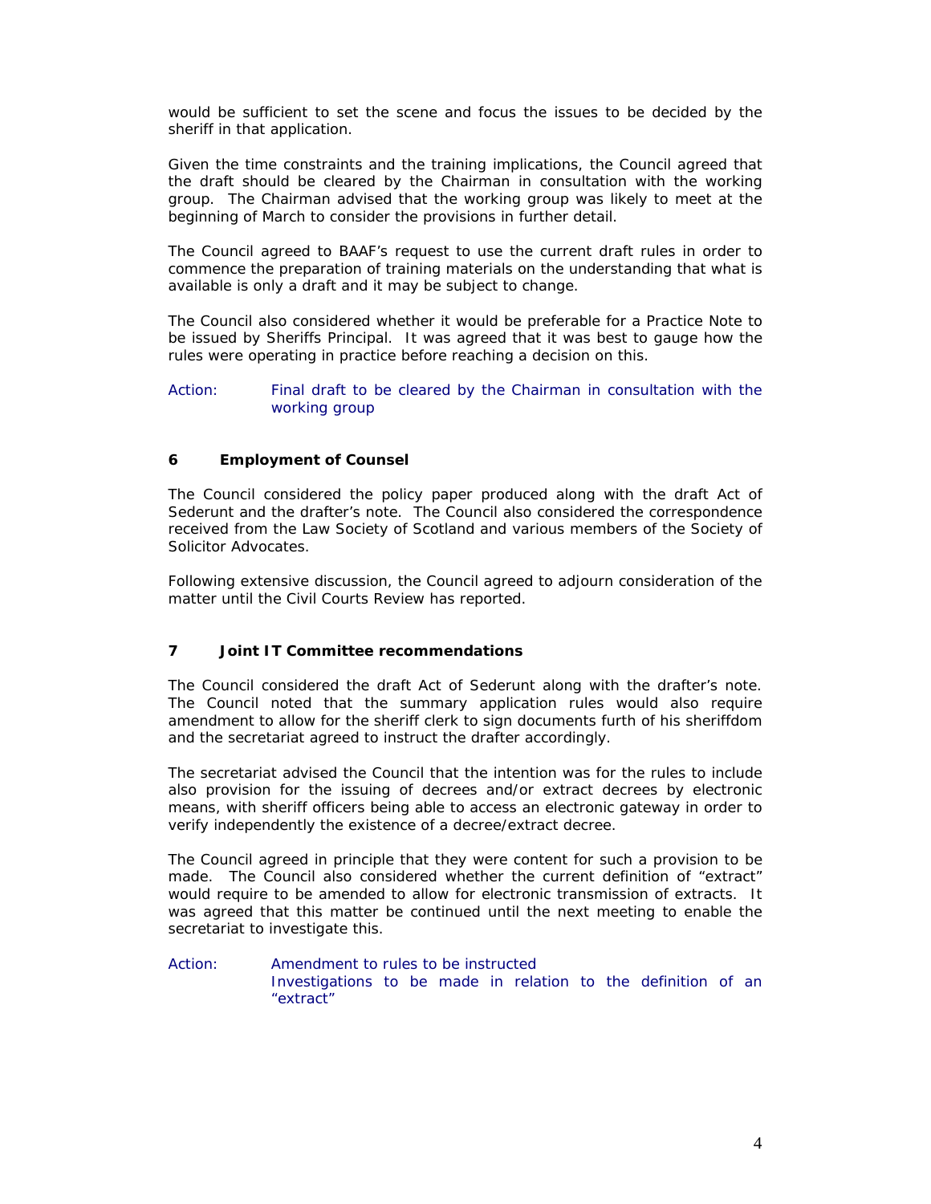would be sufficient to set the scene and focus the issues to be decided by the sheriff in that application.

Given the time constraints and the training implications, the Council agreed that the draft should be cleared by the Chairman in consultation with the working group. The Chairman advised that the working group was likely to meet at the beginning of March to consider the provisions in further detail.

The Council agreed to BAAF's request to use the current draft rules in order to commence the preparation of training materials on the understanding that what is available is only a draft and it may be subject to change.

The Council also considered whether it would be preferable for a Practice Note to be issued by Sheriffs Principal. It was agreed that it was best to gauge how the rules were operating in practice before reaching a decision on this.

Action: Final draft to be cleared by the Chairman in consultation with the working group

## 6 Employment of Counsel

The Council considered the policy paper produced along with the draft Act of Sederunt and the drafter's note. The Council also considered the correspondence received from the Law Society of Scotland and various members of the Society of Solicitor Advocates.

Following extensive discussion, the Council agreed to adjourn consideration of the matter until the Civil Courts Review has reported.

## 7 Joint IT Committee recommendations

The Council considered the draft Act of Sederunt along with the drafter's note. The Council noted that the summary application rules would also require amendment to allow for the sheriff clerk to sign documents furth of his sheriffdom and the secretariat agreed to instruct the drafter accordingly.

The secretariat advised the Council that the intention was for the rules to include also provision for the issuing of decrees and/or extract decrees by electronic means, with sheriff officers being able to access an electronic gateway in order to verify independently the existence of a decree/extract decree.

The Council agreed in principle that they were content for such a provision to be made. The Council also considered whether the current definition of "extract" would require to be amended to allow for electronic transmission of extracts. It was agreed that this matter be continued until the next meeting to enable the secretariat to investigate this.

Action: Amendment to rules to be instructed
Investigations to be made in relation to the definition of an "extract"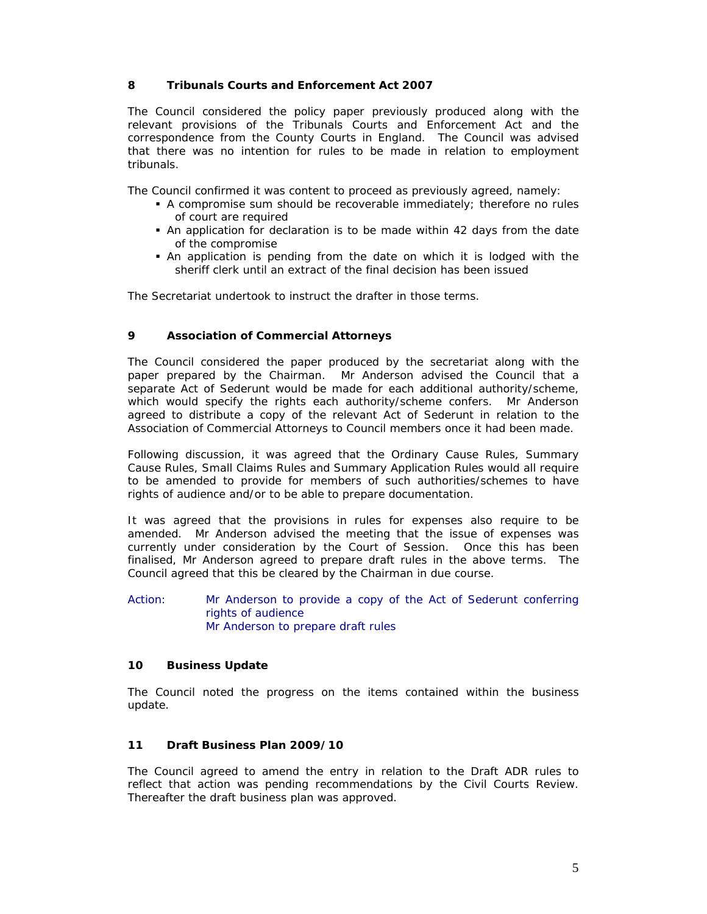## 8 Tribunals Courts and Enforcement Act 2007

The Council considered the policy paper previously produced along with the relevant provisions of the Tribunals Courts and Enforcement Act and the correspondence from the County Courts in England. The Council was advised that there was no intention for rules to be made in relation to employment tribunals.

The Council confirmed it was content to proceed as previously agreed, namely:

- A compromise sum should be recoverable immediately; therefore no rules of court are required
- An application for declaration is to be made within 42 days from the date of the compromise
- An application is pending from the date on which it is lodged with the sheriff clerk until an extract of the final decision has been issued

The Secretariat undertook to instruct the drafter in those terms.

## 9 Association of Commercial Attorneys

The Council considered the paper produced by the secretariat along with the paper prepared by the Chairman. Mr Anderson advised the Council that a separate Act of Sederunt would be made for each additional authority/scheme, which would specify the rights each authority/scheme confers. Mr Anderson agreed to distribute a copy of the relevant Act of Sederunt in relation to the Association of Commercial Attorneys to Council members once it had been made.

Following discussion, it was agreed that the Ordinary Cause Rules, Summary Cause Rules, Small Claims Rules and Summary Application Rules would all require to be amended to provide for members of such authorities/schemes to have rights of audience and/or to be able to prepare documentation.

It was agreed that the provisions in rules for expenses also require to be amended. Mr Anderson advised the meeting that the issue of expenses was currently under consideration by the Court of Session. Once this has been finalised, Mr Anderson agreed to prepare draft rules in the above terms. The Council agreed that this be cleared by the Chairman in due course.

Action: Mr Anderson to provide a copy of the Act of Sederunt conferring rights of audience
Mr Anderson to prepare draft rules

## 10 Business Update

The Council noted the progress on the items contained within the business update.

## 11 Draft Business Plan 2009/10

The Council agreed to amend the entry in relation to the Draft ADR rules to reflect that action was pending recommendations by the Civil Courts Review. Thereafter the draft business plan was approved.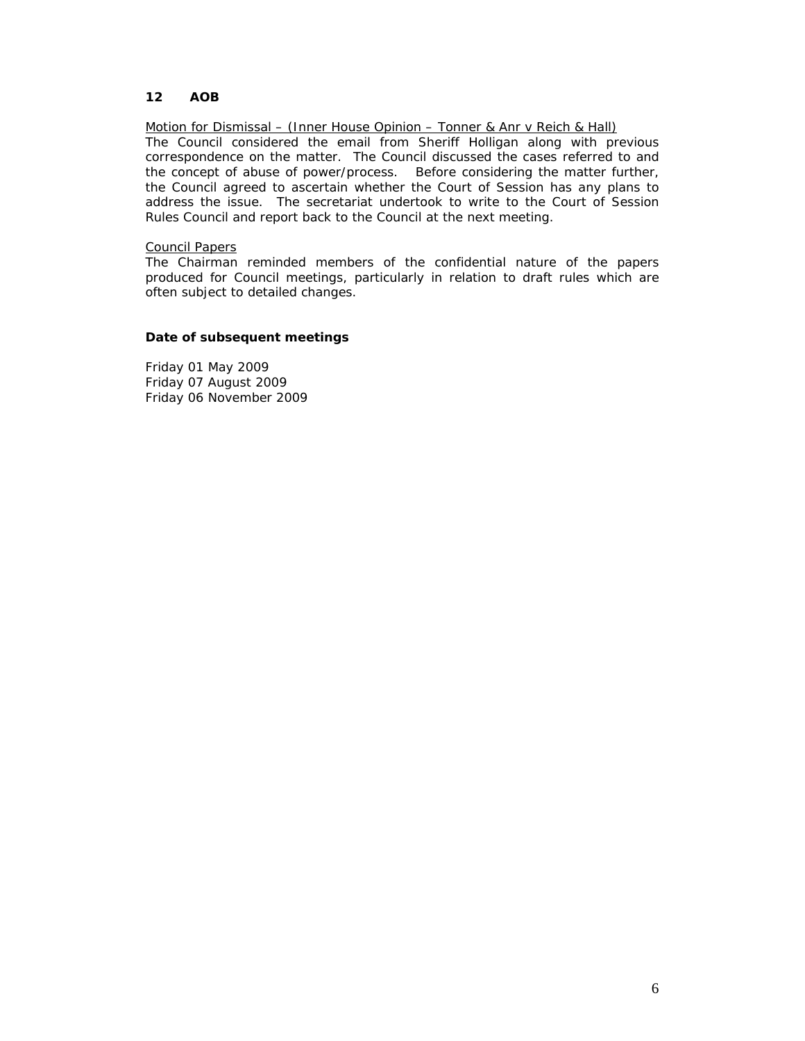## 12 AOB

<u>Motion for Dismissal – (Inner House Opinion – Tonner & Anr v Reich & Hall)</u>

The Council considered the email from Sheriff Holligan along with previous correspondence on the matter. The Council discussed the cases referred to and the concept of abuse of power/process. Before considering the matter further, the Council agreed to ascertain whether the Court of Session has any plans to address the issue. The secretariat undertook to write to the Court of Session Rules Council and report back to the Council at the next meeting.

<u>Council Papers</u>

The Chairman reminded members of the confidential nature of the papers produced for Council meetings, particularly in relation to draft rules which are often subject to detailed changes.

**Date of subsequent meetings**

Friday 01 May 2009
Friday 07 August 2009
Friday 06 November 2009